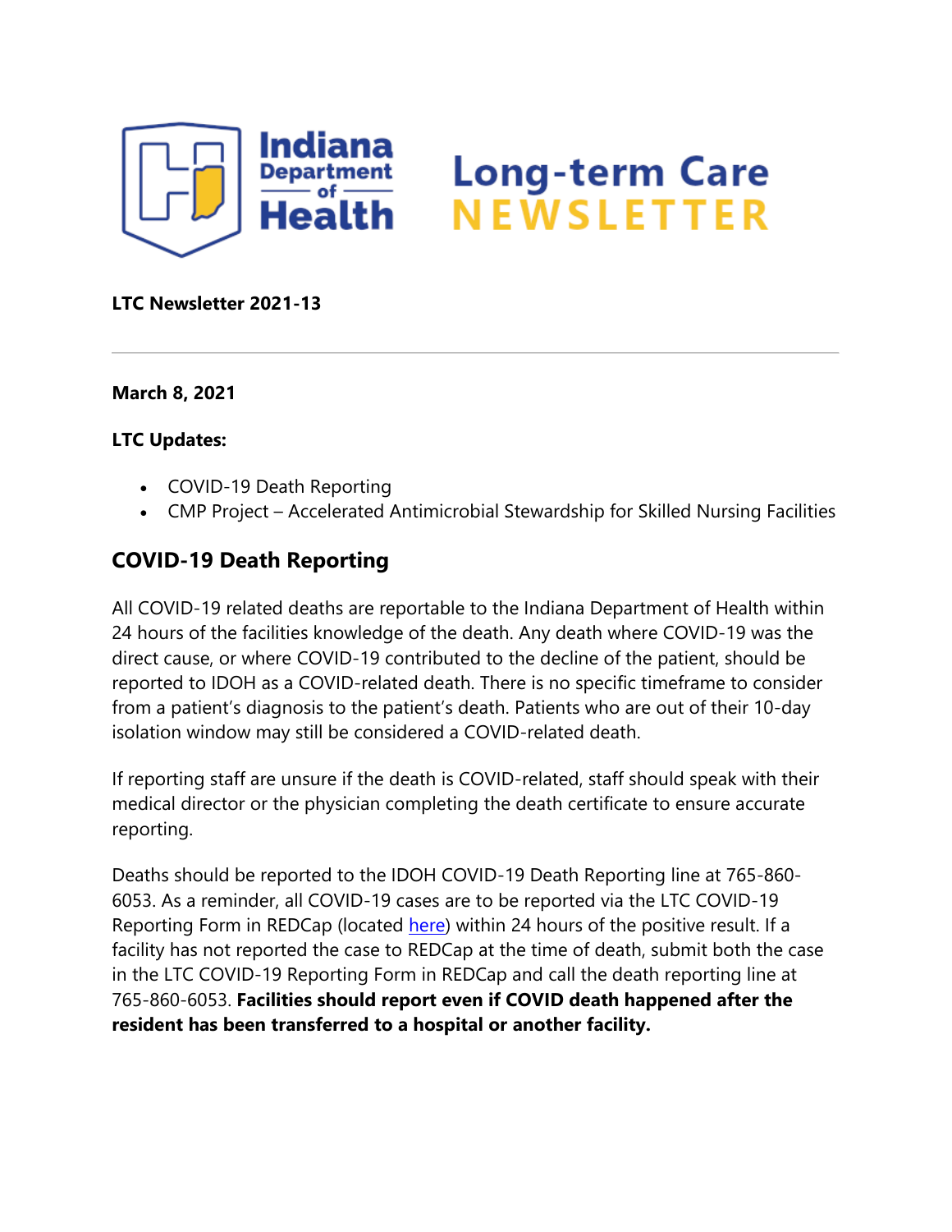**LTC Newsletter 2021-13**

---

**March 8, 2021**

**LTC Updates:**

- COVID-19 Death Reporting
- CMP Project – Accelerated Antimicrobial Stewardship for Skilled Nursing Facilities

## COVID-19 Death Reporting

All COVID-19 related deaths are reportable to the Indiana Department of Health within 24 hours of the facilities knowledge of the death. Any death where COVID-19 was the direct cause, or where COVID-19 contributed to the decline of the patient, should be reported to IDOH as a COVID-related death. There is no specific timeframe to consider from a patient's diagnosis to the patient's death. Patients who are out of their 10-day isolation window may still be considered a COVID-related death.

If reporting staff are unsure if the death is COVID-related, staff should speak with their medical director or the physician completing the death certificate to ensure accurate reporting.

Deaths should be reported to the IDOH COVID-19 Death Reporting line at 765-860-6053. As a reminder, all COVID-19 cases are to be reported via the LTC COVID-19 Reporting Form in REDCap (located here) within 24 hours of the positive result. If a facility has not reported the case to REDCap at the time of death, submit both the case in the LTC COVID-19 Reporting Form in REDCap and call the death reporting line at 765-860-6053. **Facilities should report even if COVID death happened after the resident has been transferred to a hospital or another facility.**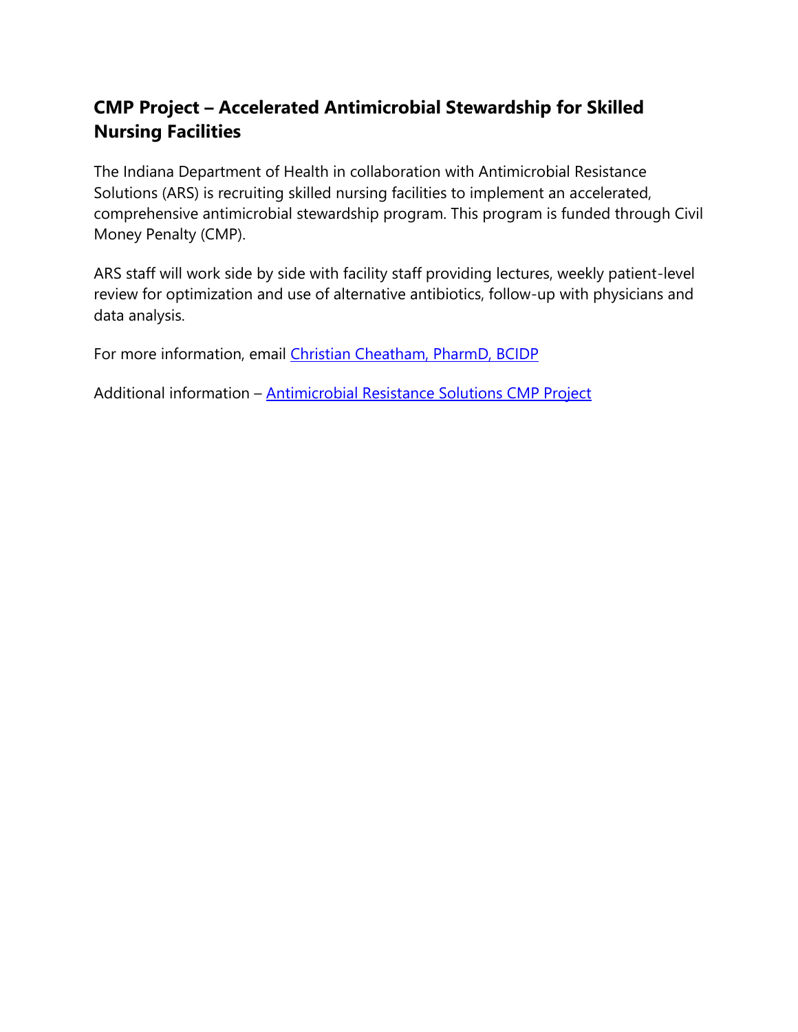## CMP Project – Accelerated Antimicrobial Stewardship for Skilled Nursing Facilities

The Indiana Department of Health in collaboration with Antimicrobial Resistance Solutions (ARS) is recruiting skilled nursing facilities to implement an accelerated, comprehensive antimicrobial stewardship program. This program is funded through Civil Money Penalty (CMP).

ARS staff will work side by side with facility staff providing lectures, weekly patient-level review for optimization and use of alternative antibiotics, follow-up with physicians and data analysis.

For more information, email Christian Cheatham, PharmD, BCIDP

Additional information – Antimicrobial Resistance Solutions CMP Project